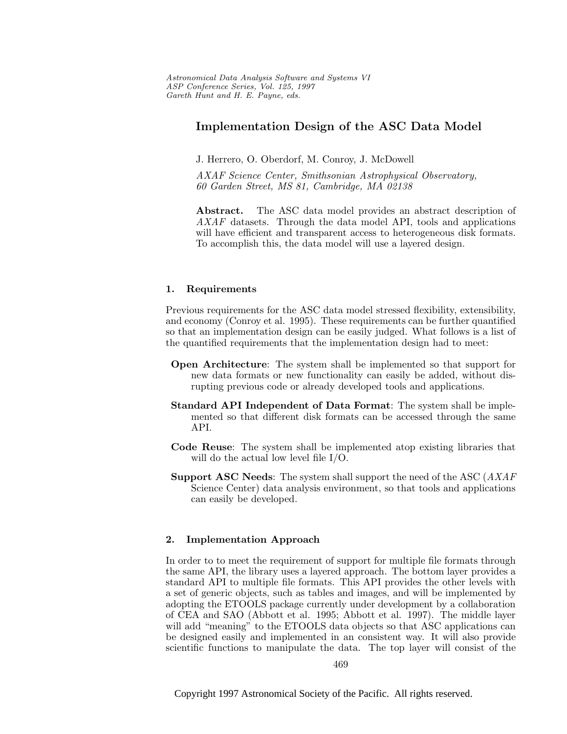# Implementation Design of the ASC Data Model

J. Herrero, O. Oberdorf, M. Conroy, J. McDowell

*AXAF Science Center, Smithsonian Astrophysical Observatory, 60 Garden Street, MS 81, Cambridge, MA 02138*

**Abstract.** The ASC data model provides an abstract description of *AXAF* datasets. Through the data model API, tools and applications will have efficient and transparent access to heterogeneous disk formats. To accomplish this, the data model will use a layered design.

## 1. Requirements

Previous requirements for the ASC data model stressed flexibility, extensibility, and economy (Conroy et al. 1995). These requirements can be further quantified so that an implementation design can be easily judged. What follows is a list of the quantified requirements that the implementation design had to meet:

**Open Architecture**: The system shall be implemented so that support for new data formats or new functionality can easily be added, without disrupting previous code or already developed tools and applications.

**Standard API Independent of Data Format**: The system shall be implemented so that different disk formats can be accessed through the same API.

**Code Reuse**: The system shall be implemented atop existing libraries that will do the actual low level file I/O.

**Support ASC Needs**: The system shall support the need of the ASC (*AXAF* Science Center) data analysis environment, so that tools and applications can easily be developed.

## 2. Implementation Approach

In order to to meet the requirement of support for multiple file formats through the same API, the library uses a layered approach. The bottom layer provides a standard API to multiple file formats. This API provides the other levels with a set of generic objects, such as tables and images, and will be implemented by adopting the ETOOLS package currently under development by a collaboration of CEA and SAO (Abbott et al. 1995; Abbott et al. 1997). The middle layer will add "meaning" to the ETOOLS data objects so that ASC applications can be designed easily and implemented in an consistent way. It will also provide scientific functions to manipulate the data. The top layer will consist of the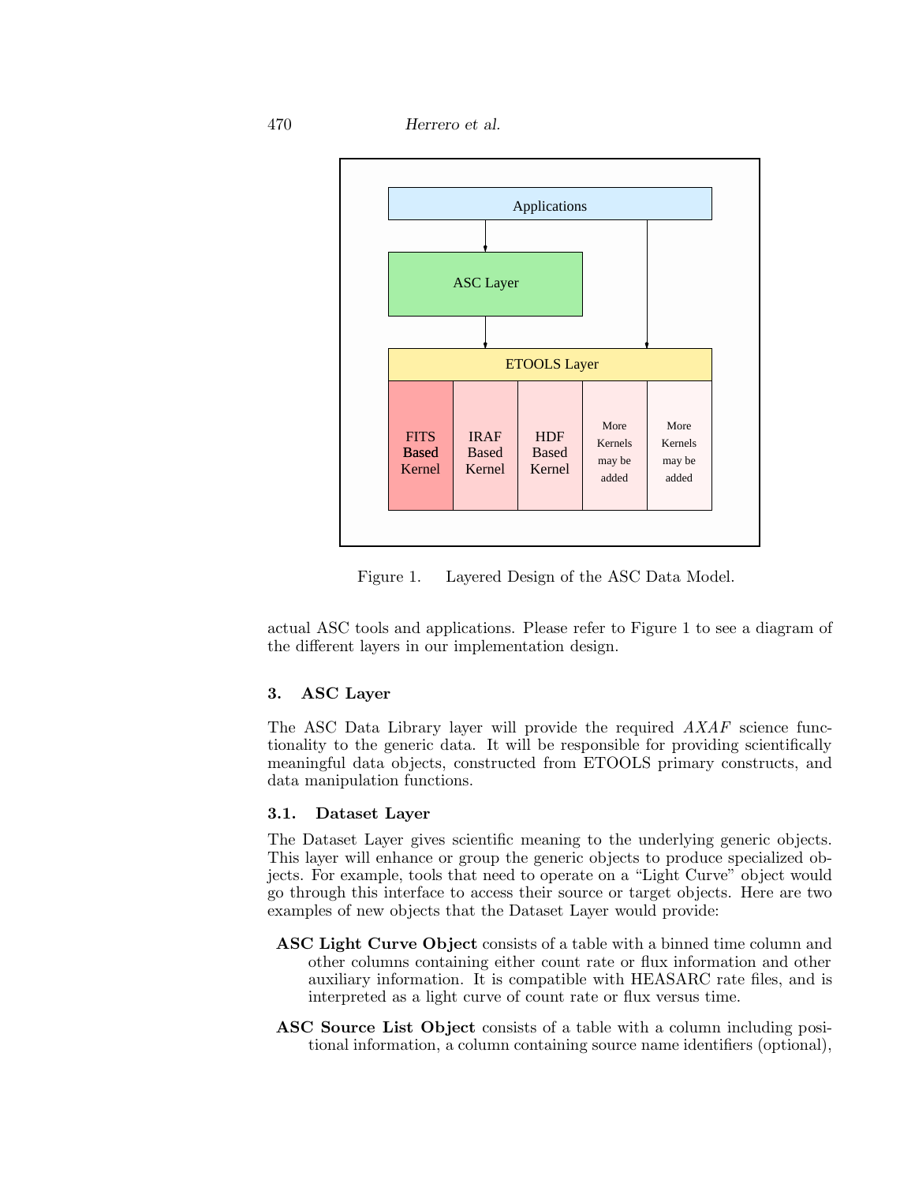Figure 1. Layered Design of the ASC Data Model.

actual ASC tools and applications. Please refer to Figure 1 to see a diagram of the different layers in our implementation design.

## 3. ASC Layer

The ASC Data Library layer will provide the required *AXAF* science functionality to the generic data. It will be responsible for providing scientifically meaningful data objects, constructed from ETOOLS primary constructs, and data manipulation functions.

### 3.1. Dataset Layer

The Dataset Layer gives scientific meaning to the underlying generic objects. This layer will enhance or group the generic objects to produce specialized objects. For example, tools that need to operate on a "Light Curve" object would go through this interface to access their source or target objects. Here are two examples of new objects that the Dataset Layer would provide:

- **ASC Light Curve Object** consists of a table with a binned time column and other columns containing either count rate or flux information and other auxiliary information. It is compatible with HEASARC rate files, and is interpreted as a light curve of count rate or flux versus time.
- **ASC Source List Object** consists of a table with a column including positional information, a column containing source name identifiers (optional),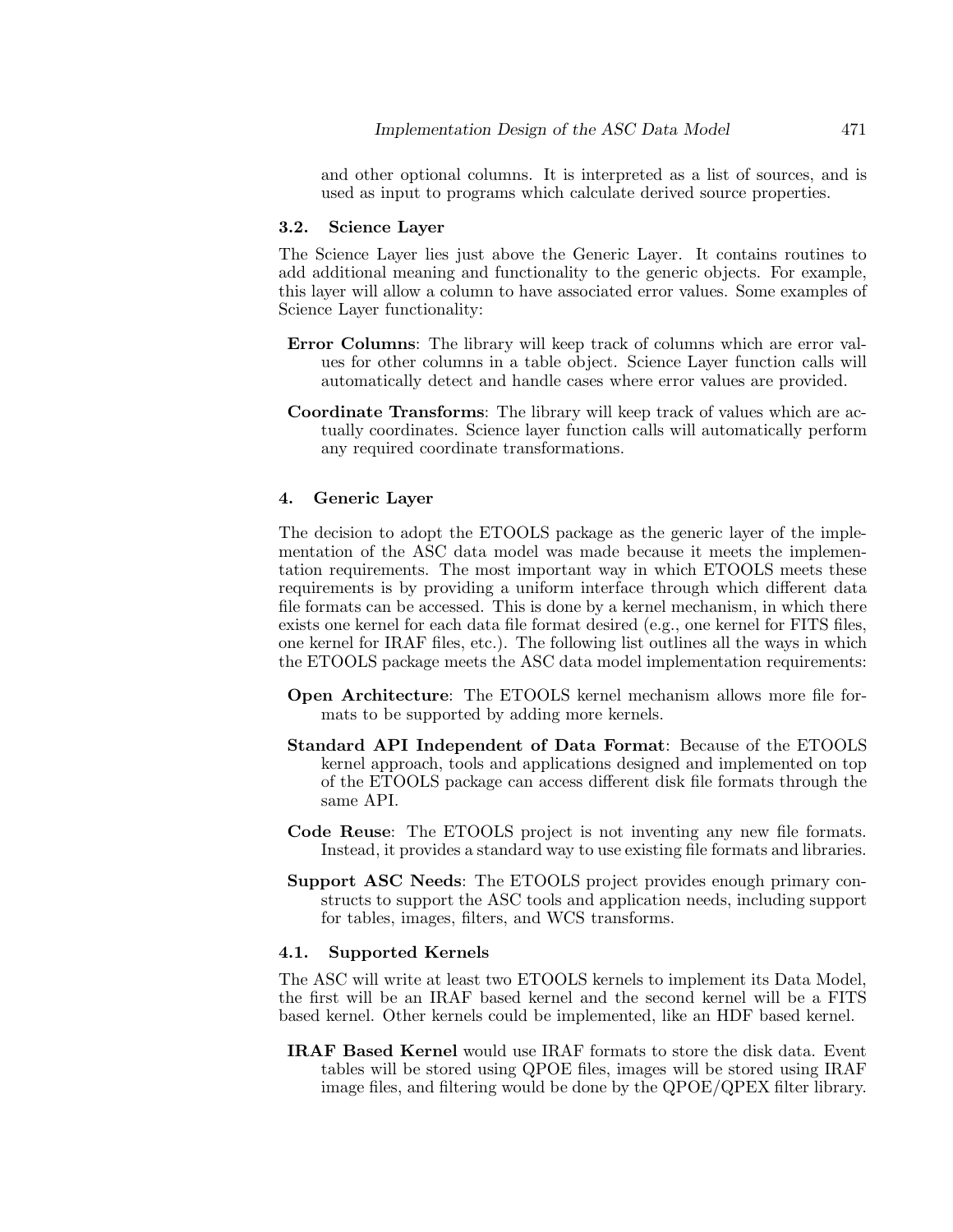and other optional columns. It is interpreted as a list of sources, and is used as input to programs which calculate derived source properties.

### 3.2. Science Layer

The Science Layer lies just above the Generic Layer. It contains routines to add additional meaning and functionality to the generic objects. For example, this layer will allow a column to have associated error values. Some examples of Science Layer functionality:

**Error Columns**: The library will keep track of columns which are error values for other columns in a table object. Science Layer function calls will automatically detect and handle cases where error values are provided.

**Coordinate Transforms**: The library will keep track of values which are actually coordinates. Science layer function calls will automatically perform any required coordinate transformations.

## 4. Generic Layer

The decision to adopt the ETOOLS package as the generic layer of the implementation of the ASC data model was made because it meets the implementation requirements. The most important way in which ETOOLS meets these requirements is by providing a uniform interface through which different data file formats can be accessed. This is done by a kernel mechanism, in which there exists one kernel for each data file format desired (e.g., one kernel for FITS files, one kernel for IRAF files, etc.). The following list outlines all the ways in which the ETOOLS package meets the ASC data model implementation requirements:

**Open Architecture**: The ETOOLS kernel mechanism allows more file formats to be supported by adding more kernels.

**Standard API Independent of Data Format**: Because of the ETOOLS kernel approach, tools and applications designed and implemented on top of the ETOOLS package can access different disk file formats through the same API.

**Code Reuse**: The ETOOLS project is not inventing any new file formats. Instead, it provides a standard way to use existing file formats and libraries.

**Support ASC Needs**: The ETOOLS project provides enough primary constructs to support the ASC tools and application needs, including support for tables, images, filters, and WCS transforms.

### 4.1. Supported Kernels

The ASC will write at least two ETOOLS kernels to implement its Data Model, the first will be an IRAF based kernel and the second kernel will be a FITS based kernel. Other kernels could be implemented, like an HDF based kernel.

**IRAF Based Kernel** would use IRAF formats to store the disk data. Event tables will be stored using QPOE files, images will be stored using IRAF image files, and filtering would be done by the QPOE/QPEX filter library.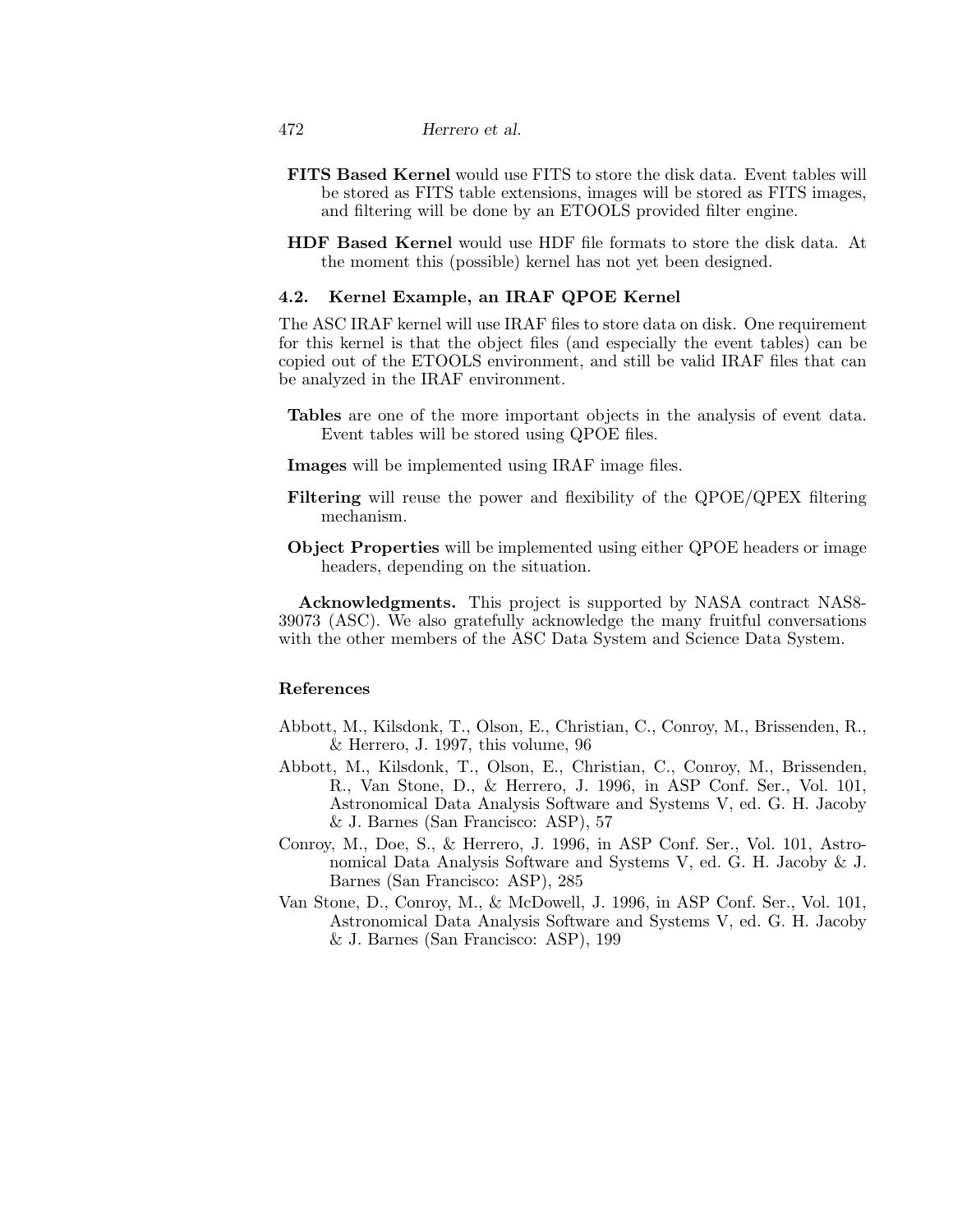**FITS Based Kernel** would use FITS to store the disk data. Event tables will be stored as FITS table extensions, images will be stored as FITS images, and filtering will be done by an ETOOLS provided filter engine.

**HDF Based Kernel** would use HDF file formats to store the disk data. At the moment this (possible) kernel has not yet been designed.

### 4.2. Kernel Example, an IRAF QPOE Kernel

The ASC IRAF kernel will use IRAF files to store data on disk. One requirement for this kernel is that the object files (and especially the event tables) can be copied out of the ETOOLS environment, and still be valid IRAF files that can be analyzed in the IRAF environment.

**Tables** are one of the more important objects in the analysis of event data. Event tables will be stored using QPOE files.

**Images** will be implemented using IRAF image files.

**Filtering** will reuse the power and flexibility of the QPOE/QPEX filtering mechanism.

**Object Properties** will be implemented using either QPOE headers or image headers, depending on the situation.

**Acknowledgments.** This project is supported by NASA contract NAS8-39073 (ASC). We also gratefully acknowledge the many fruitful conversations with the other members of the ASC Data System and Science Data System.

### References

Abbott, M., Kilsdonk, T., Olson, E., Christian, C., Conroy, M., Brissenden, R., & Herrero, J. 1997, this volume, 96

Abbott, M., Kilsdonk, T., Olson, E., Christian, C., Conroy, M., Brissenden, R., Van Stone, D., & Herrero, J. 1996, in ASP Conf. Ser., Vol. 101, Astronomical Data Analysis Software and Systems V, ed. G. H. Jacoby & J. Barnes (San Francisco: ASP), 57

Conroy, M., Doe, S., & Herrero, J. 1996, in ASP Conf. Ser., Vol. 101, Astronomical Data Analysis Software and Systems V, ed. G. H. Jacoby & J. Barnes (San Francisco: ASP), 285

Van Stone, D., Conroy, M., & McDowell, J. 1996, in ASP Conf. Ser., Vol. 101, Astronomical Data Analysis Software and Systems V, ed. G. H. Jacoby & J. Barnes (San Francisco: ASP), 199